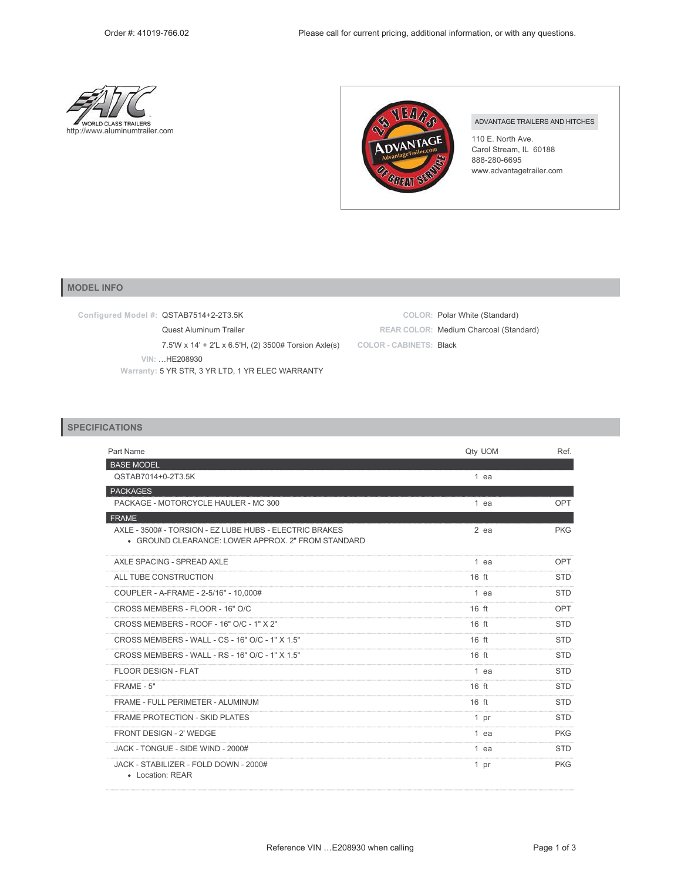Order #: 41019-766.02

Please call for current pricing, additional information, or with any questions.

WORLD CLASS TRAILERS
http://www.aluminumtrailer.com

ADVANTAGE TRAILERS AND HITCHES
110 E. North Ave.
Carol Stream, IL 60188
888-280-6695
www.advantagetrailer.com

## MODEL INFO

**Configured Model #:** QSTAB7514+2-2T3.5K
Quest Aluminum Trailer
7.5'W x 14' + 2'L x 6.5'H, (2) 3500# Torsion Axle(s)

**VIN:** …HE208930
**Warranty:** 5 YR STR, 3 YR LTD, 1 YR ELEC WARRANTY

**COLOR:** Polar White (Standard)
**REAR COLOR:** Medium Charcoal (Standard)
**COLOR - CABINETS:** Black

## SPECIFICATIONS

| Part Name | Qty | UOM | Ref. |
|---|---|---|---|
| **BASE MODEL** | | | |
| QSTAB7014+0-2T3.5K | 1 | ea | |
| **PACKAGES** | | | |
| PACKAGE - MOTORCYCLE HAULER - MC 300 | 1 | ea | OPT |
| **FRAME** | | | |
| AXLE - 3500# - TORSION - EZ LUBE HUBS - ELECTRIC BRAKES<br>• GROUND CLEARANCE: LOWER APPROX. 2" FROM STANDARD | 2 | ea | PKG |
| AXLE SPACING - SPREAD AXLE | 1 | ea | OPT |
| ALL TUBE CONSTRUCTION | 16 | ft | STD |
| COUPLER - A-FRAME - 2-5/16" - 10,000# | 1 | ea | STD |
| CROSS MEMBERS - FLOOR - 16" O/C | 16 | ft | OPT |
| CROSS MEMBERS - ROOF - 16" O/C - 1" X 2" | 16 | ft | STD |
| CROSS MEMBERS - WALL - CS - 16" O/C - 1" X 1.5" | 16 | ft | STD |
| CROSS MEMBERS - WALL - RS - 16" O/C - 1" X 1.5" | 16 | ft | STD |
| FLOOR DESIGN - FLAT | 1 | ea | STD |
| FRAME - 5" | 16 | ft | STD |
| FRAME - FULL PERIMETER - ALUMINUM | 16 | ft | STD |
| FRAME PROTECTION - SKID PLATES | 1 | pr | STD |
| FRONT DESIGN - 2' WEDGE | 1 | ea | PKG |
| JACK - TONGUE - SIDE WIND - 2000# | 1 | ea | STD |
| JACK - STABILIZER - FOLD DOWN - 2000#<br>• Location: REAR | 1 | pr | PKG |

Reference VIN …E208930 when calling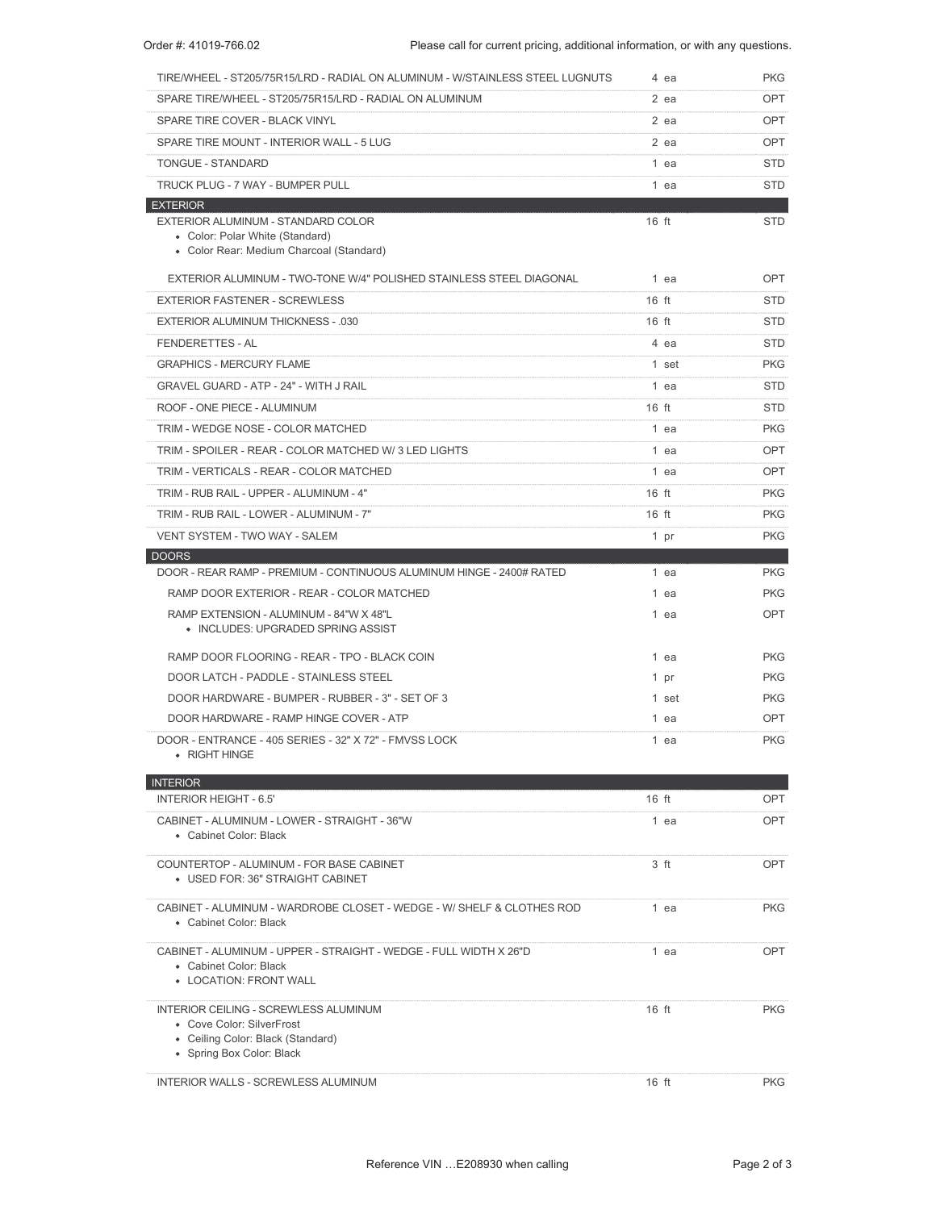| Item | Qty | Type |
|---|---|---|
| TIRE/WHEEL - ST205/75R15/LRD - RADIAL ON ALUMINUM - W/STAINLESS STEEL LUGNUTS | 4 ea | PKG |
| SPARE TIRE/WHEEL - ST205/75R15/LRD - RADIAL ON ALUMINUM | 2 ea | OPT |
| SPARE TIRE COVER - BLACK VINYL | 2 ea | OPT |
| SPARE TIRE MOUNT - INTERIOR WALL - 5 LUG | 2 ea | OPT |
| TONGUE - STANDARD | 1 ea | STD |
| TRUCK PLUG - 7 WAY - BUMPER PULL | 1 ea | STD |
| **EXTERIOR** | | |
| EXTERIOR ALUMINUM - STANDARD COLOR<br>• Color: Polar White (Standard)<br>• Color Rear: Medium Charcoal (Standard) | 16 ft | STD |
| EXTERIOR ALUMINUM - TWO-TONE W/4" POLISHED STAINLESS STEEL DIAGONAL | 1 ea | OPT |
| EXTERIOR FASTENER - SCREWLESS | 16 ft | STD |
| EXTERIOR ALUMINUM THICKNESS - .030 | 16 ft | STD |
| FENDERETTES - AL | 4 ea | STD |
| GRAPHICS - MERCURY FLAME | 1 set | PKG |
| GRAVEL GUARD - ATP - 24" - WITH J RAIL | 1 ea | STD |
| ROOF - ONE PIECE - ALUMINUM | 16 ft | STD |
| TRIM - WEDGE NOSE - COLOR MATCHED | 1 ea | PKG |
| TRIM - SPOILER - REAR - COLOR MATCHED W/ 3 LED LIGHTS | 1 ea | OPT |
| TRIM - VERTICALS - REAR - COLOR MATCHED | 1 ea | OPT |
| TRIM - RUB RAIL - UPPER - ALUMINUM - 4" | 16 ft | PKG |
| TRIM - RUB RAIL - LOWER - ALUMINUM - 7" | 16 ft | PKG |
| VENT SYSTEM - TWO WAY - SALEM | 1 pr | PKG |
| **DOORS** | | |
| DOOR - REAR RAMP - PREMIUM - CONTINUOUS ALUMINUM HINGE - 2400# RATED | 1 ea | PKG |
| RAMP DOOR EXTERIOR - REAR - COLOR MATCHED | 1 ea | PKG |
| RAMP EXTENSION - ALUMINUM - 84"W X 48"L<br>• INCLUDES: UPGRADED SPRING ASSIST | 1 ea | OPT |
| RAMP DOOR FLOORING - REAR - TPO - BLACK COIN | 1 ea | PKG |
| DOOR LATCH - PADDLE - STAINLESS STEEL | 1 pr | PKG |
| DOOR HARDWARE - BUMPER - RUBBER - 3" - SET OF 3 | 1 set | PKG |
| DOOR HARDWARE - RAMP HINGE COVER - ATP | 1 ea | OPT |
| DOOR - ENTRANCE - 405 SERIES - 32" X 72" - FMVSS LOCK<br>• RIGHT HINGE | 1 ea | PKG |
| **INTERIOR** | | |
| INTERIOR HEIGHT - 6.5' | 16 ft | OPT |
| CABINET - ALUMINUM - LOWER - STRAIGHT - 36"W<br>• Cabinet Color: Black | 1 ea | OPT |
| COUNTERTOP - ALUMINUM - FOR BASE CABINET<br>• USED FOR: 36" STRAIGHT CABINET | 3 ft | OPT |
| CABINET - ALUMINUM - WARDROBE CLOSET - WEDGE - W/ SHELF & CLOTHES ROD<br>• Cabinet Color: Black | 1 ea | PKG |
| CABINET - ALUMINUM - UPPER - STRAIGHT - WEDGE - FULL WIDTH X 26"D<br>• Cabinet Color: Black<br>• LOCATION: FRONT WALL | 1 ea | OPT |
| INTERIOR CEILING - SCREWLESS ALUMINUM<br>• Cove Color: SilverFrost<br>• Ceiling Color: Black (Standard)<br>• Spring Box Color: Black | 16 ft | PKG |
| INTERIOR WALLS - SCREWLESS ALUMINUM | 16 ft | PKG |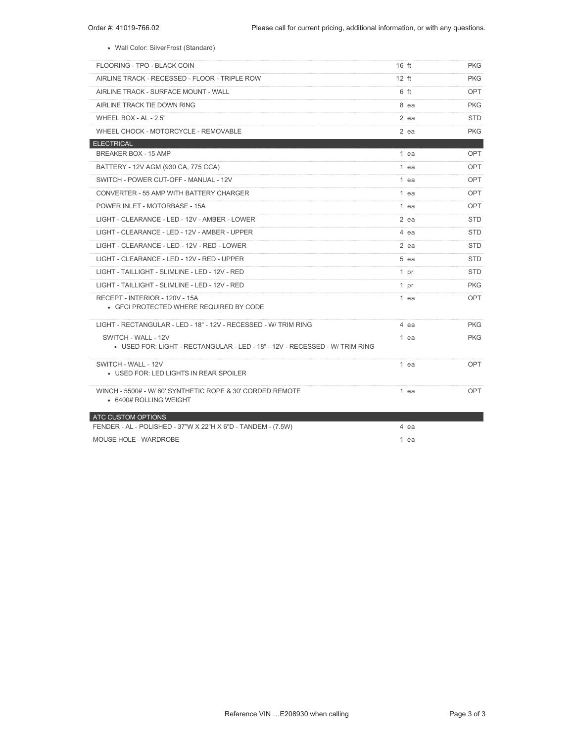- Wall Color: SilverFrost (Standard)

| | | |
|---|---|---|
| FLOORING - TPO - BLACK COIN | 16 ft | PKG |
| AIRLINE TRACK - RECESSED - FLOOR - TRIPLE ROW | 12 ft | PKG |
| AIRLINE TRACK - SURFACE MOUNT - WALL | 6 ft | OPT |
| AIRLINE TRACK TIE DOWN RING | 8 ea | PKG |
| WHEEL BOX - AL - 2.5" | 2 ea | STD |
| WHEEL CHOCK - MOTORCYCLE - REMOVABLE | 2 ea | PKG |
| **ELECTRICAL** | | |
| BREAKER BOX - 15 AMP | 1 ea | OPT |
| BATTERY - 12V AGM (930 CA, 775 CCA) | 1 ea | OPT |
| SWITCH - POWER CUT-OFF - MANUAL - 12V | 1 ea | OPT |
| CONVERTER - 55 AMP WITH BATTERY CHARGER | 1 ea | OPT |
| POWER INLET - MOTORBASE - 15A | 1 ea | OPT |
| LIGHT - CLEARANCE - LED - 12V - AMBER - LOWER | 2 ea | STD |
| LIGHT - CLEARANCE - LED - 12V - AMBER - UPPER | 4 ea | STD |
| LIGHT - CLEARANCE - LED - 12V - RED - LOWER | 2 ea | STD |
| LIGHT - CLEARANCE - LED - 12V - RED - UPPER | 5 ea | STD |
| LIGHT - TAILLIGHT - SLIMLINE - LED - 12V - RED | 1 pr | STD |
| LIGHT - TAILLIGHT - SLIMLINE - LED - 12V - RED | 1 pr | PKG |
| RECEPT - INTERIOR - 120V - 15A<br>• GFCI PROTECTED WHERE REQUIRED BY CODE | 1 ea | OPT |
| LIGHT - RECTANGULAR - LED - 18" - 12V - RECESSED - W/ TRIM RING | 4 ea | PKG |
| SWITCH - WALL - 12V<br>• USED FOR: LIGHT - RECTANGULAR - LED - 18" - 12V - RECESSED - W/ TRIM RING | 1 ea | PKG |
| SWITCH - WALL - 12V<br>• USED FOR: LED LIGHTS IN REAR SPOILER | 1 ea | OPT |
| WINCH - 5500# - W/ 60' SYNTHETIC ROPE & 30' CORDED REMOTE<br>• 6400# ROLLING WEIGHT | 1 ea | OPT |
| **ATC CUSTOM OPTIONS** | | |
| FENDER - AL - POLISHED - 37"W X 22"H X 6"D - TANDEM - (7.5W) | 4 ea | |
| MOUSE HOLE - WARDROBE | 1 ea | |